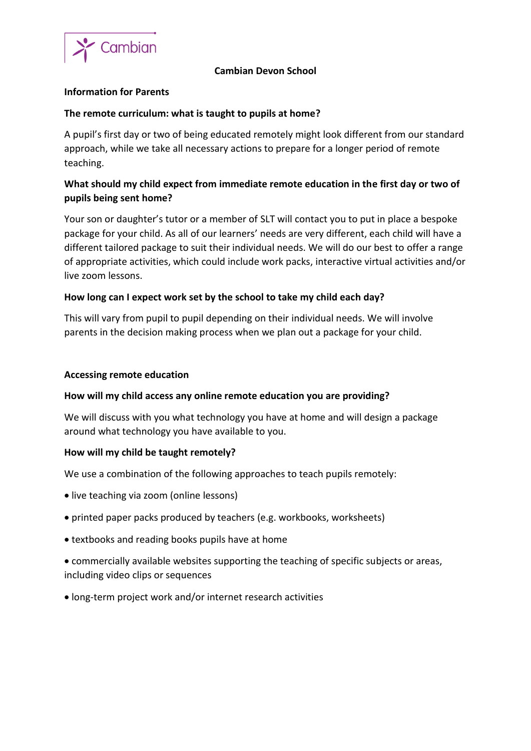# Cambian Devon School

## Information for Parents

### The remote curriculum: what is taught to pupils at home?

A pupil's first day or two of being educated remotely might look different from our standard approach, while we take all necessary actions to prepare for a longer period of remote teaching.

### What should my child expect from immediate remote education in the first day or two of pupils being sent home?

Your son or daughter's tutor or a member of SLT will contact you to put in place a bespoke package for your child. As all of our learners' needs are very different, each child will have a different tailored package to suit their individual needs. We will do our best to offer a range of appropriate activities, which could include work packs, interactive virtual activities and/or live zoom lessons.

### How long can I expect work set by the school to take my child each day?

This will vary from pupil to pupil depending on their individual needs. We will involve parents in the decision making process when we plan out a package for your child.

## Accessing remote education

### How will my child access any online remote education you are providing?

We will discuss with you what technology you have at home and will design a package around what technology you have available to you.

### How will my child be taught remotely?

We use a combination of the following approaches to teach pupils remotely:

- live teaching via zoom (online lessons)
- printed paper packs produced by teachers (e.g. workbooks, worksheets)
- textbooks and reading books pupils have at home
- commercially available websites supporting the teaching of specific subjects or areas, including video clips or sequences
- long-term project work and/or internet research activities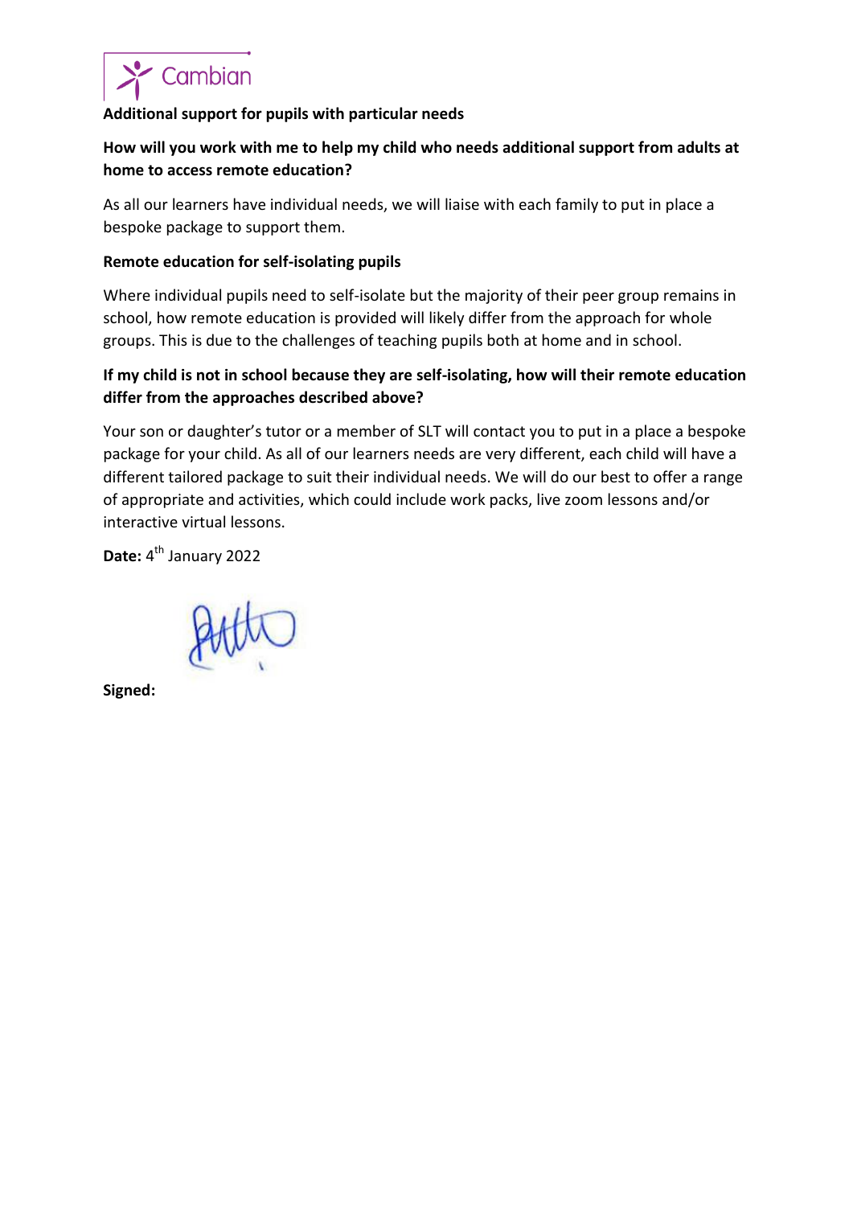**Additional support for pupils with particular needs**

**How will you work with me to help my child who needs additional support from adults at home to access remote education?**

As all our learners have individual needs, we will liaise with each family to put in place a bespoke package to support them.

**Remote education for self-isolating pupils**

Where individual pupils need to self-isolate but the majority of their peer group remains in school, how remote education is provided will likely differ from the approach for whole groups. This is due to the challenges of teaching pupils both at home and in school.

**If my child is not in school because they are self-isolating, how will their remote education differ from the approaches described above?**

Your son or daughter's tutor or a member of SLT will contact you to put in a place a bespoke package for your child. As all of our learners needs are very different, each child will have a different tailored package to suit their individual needs. We will do our best to offer a range of appropriate and activities, which could include work packs, live zoom lessons and/or interactive virtual lessons.

**Date:** 4th January 2022

**Signed:**